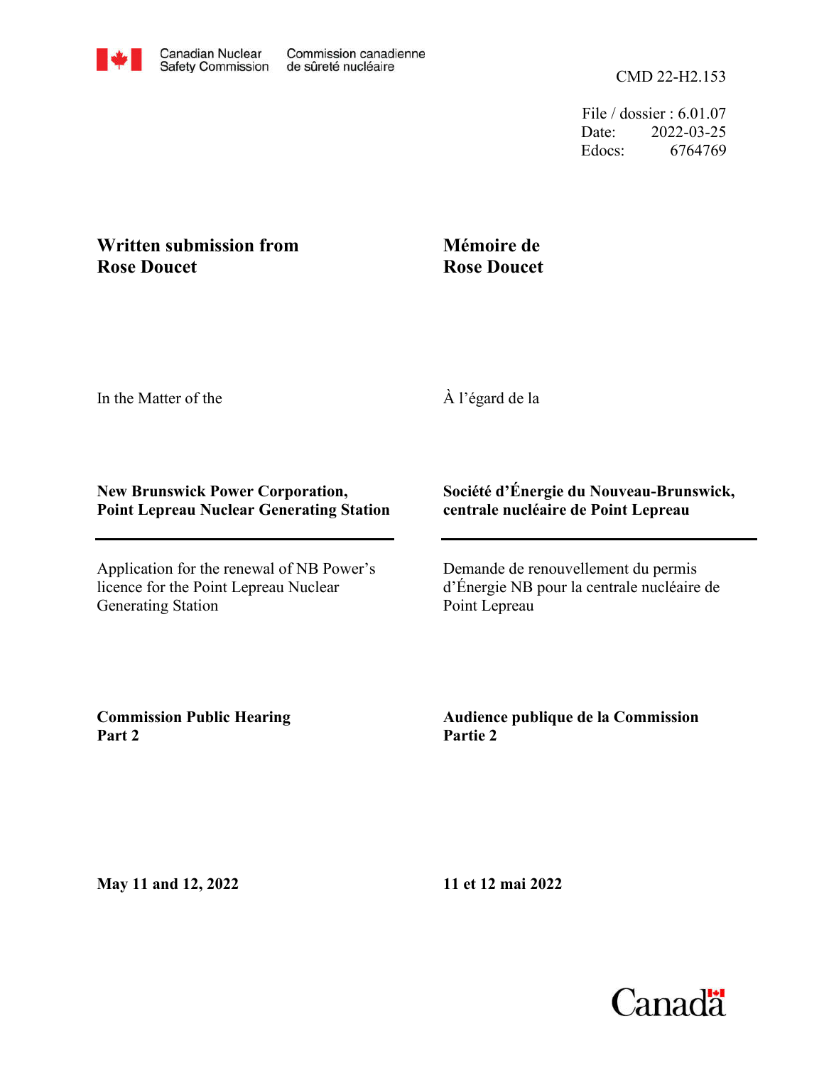Canadian Nuclear Safety Commission | Commission canadienne de sûreté nucléaire

CMD 22-H2.153

File / dossier : 6.01.07
Date: 2022-03-25
Edocs: 6764769

**Written submission from Rose Doucet**

**Mémoire de Rose Doucet**

In the Matter of the

À l'égard de la

**New Brunswick Power Corporation, Point Lepreau Nuclear Generating Station**

**Société d'Énergie du Nouveau-Brunswick, centrale nucléaire de Point Lepreau**

Application for the renewal of NB Power's licence for the Point Lepreau Nuclear Generating Station

Demande de renouvellement du permis d'Énergie NB pour la centrale nucléaire de Point Lepreau

**Commission Public Hearing Part 2**

**Audience publique de la Commission Partie 2**

**May 11 and 12, 2022**

**11 et 12 mai 2022**

Canada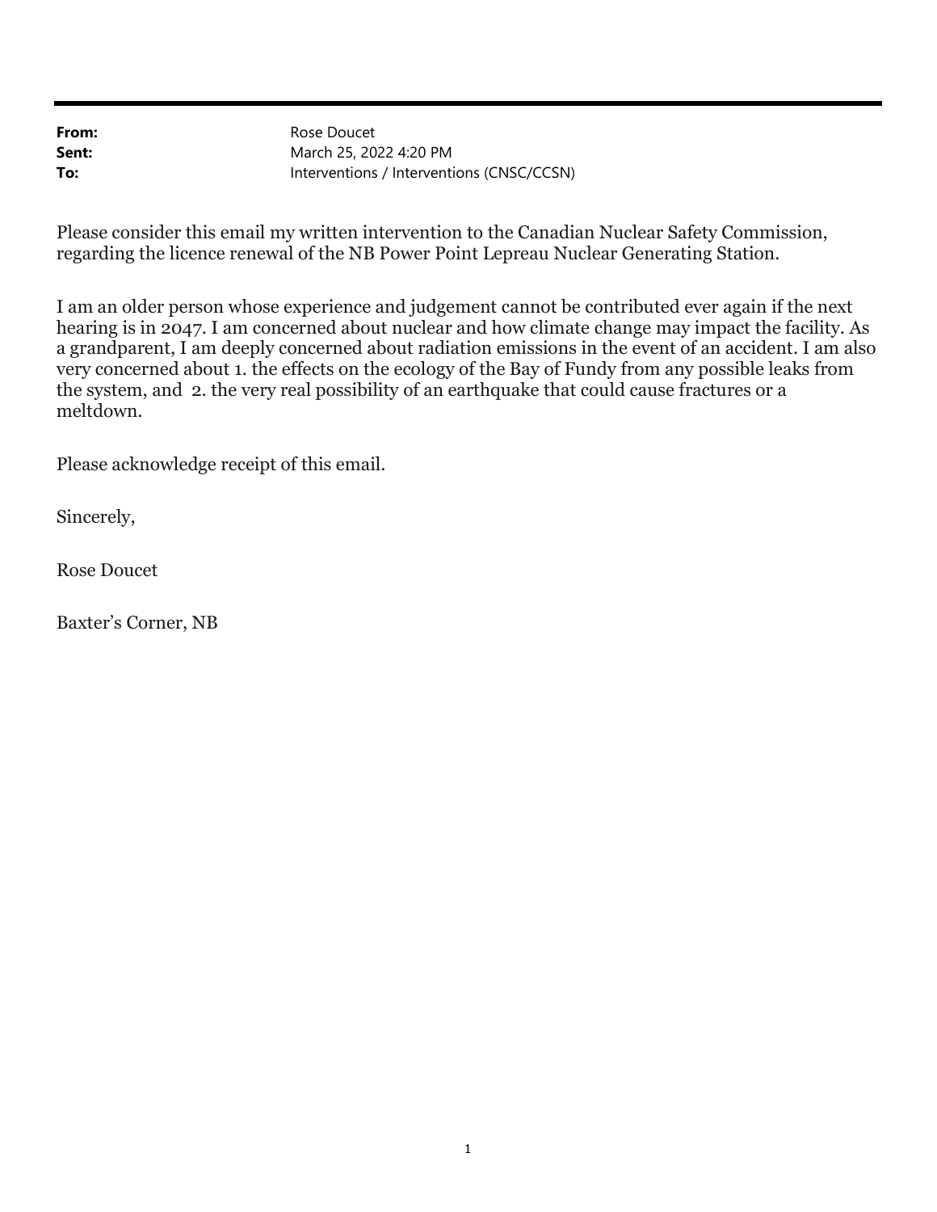**From:** Rose Doucet
**Sent:** March 25, 2022 4:20 PM
**To:** Interventions / Interventions (CNSC/CCSN)

Please consider this email my written intervention to the Canadian Nuclear Safety Commission, regarding the licence renewal of the NB Power Point Lepreau Nuclear Generating Station.

I am an older person whose experience and judgement cannot be contributed ever again if the next hearing is in 2047. I am concerned about nuclear and how climate change may impact the facility. As a grandparent, I am deeply concerned about radiation emissions in the event of an accident. I am also very concerned about 1. the effects on the ecology of the Bay of Fundy from any possible leaks from the system, and 2. the very real possibility of an earthquake that could cause fractures or a meltdown.

Please acknowledge receipt of this email.

Sincerely,

Rose Doucet

Baxter's Corner, NB